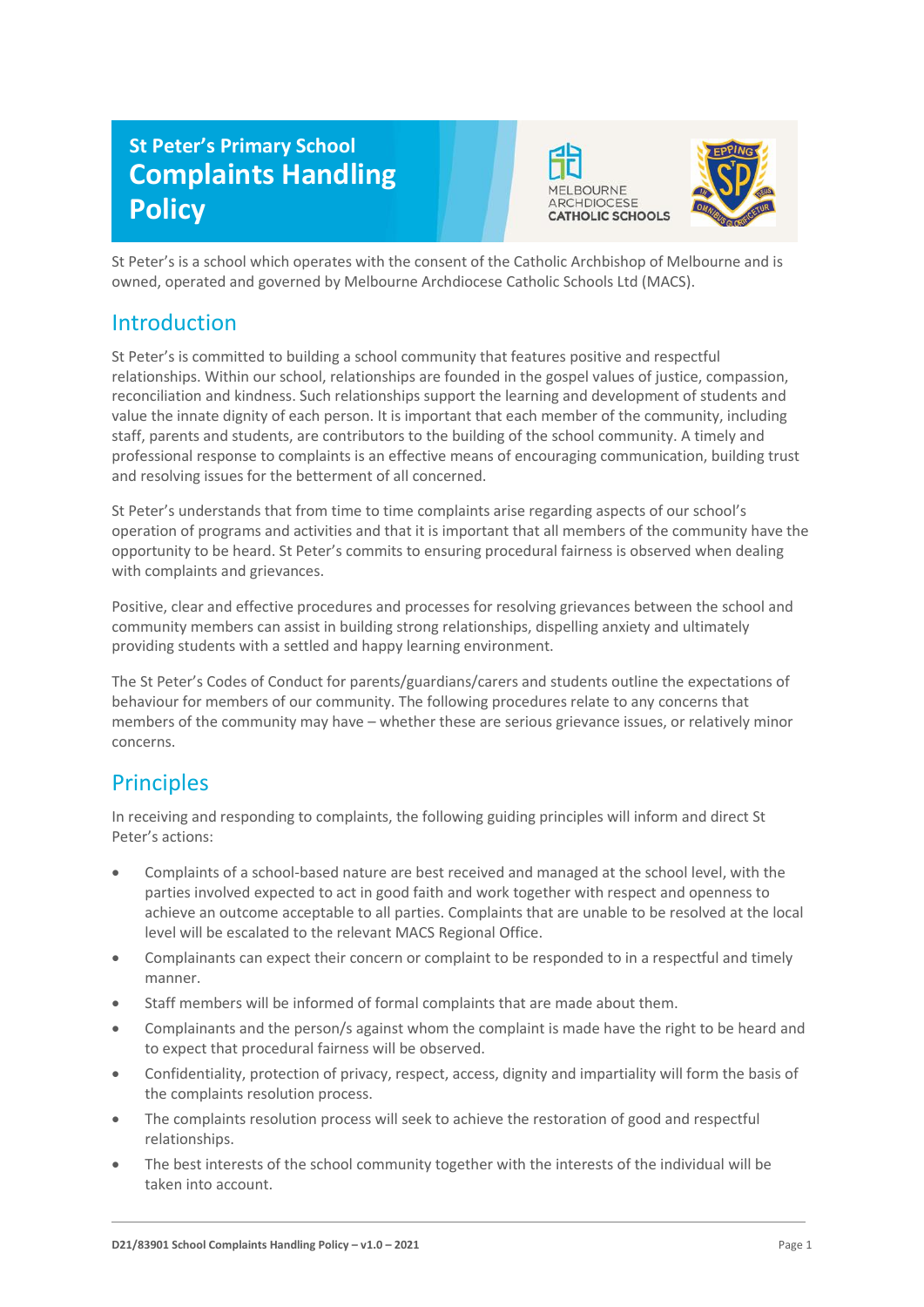St Peter's Primary School

# Complaints Handling Policy

St Peter's is a school which operates with the consent of the Catholic Archbishop of Melbourne and is owned, operated and governed by Melbourne Archdiocese Catholic Schools Ltd (MACS).

## Introduction

St Peter's is committed to building a school community that features positive and respectful relationships. Within our school, relationships are founded in the gospel values of justice, compassion, reconciliation and kindness. Such relationships support the learning and development of students and value the innate dignity of each person. It is important that each member of the community, including staff, parents and students, are contributors to the building of the school community. A timely and professional response to complaints is an effective means of encouraging communication, building trust and resolving issues for the betterment of all concerned.

St Peter's understands that from time to time complaints arise regarding aspects of our school's operation of programs and activities and that it is important that all members of the community have the opportunity to be heard. St Peter's commits to ensuring procedural fairness is observed when dealing with complaints and grievances.

Positive, clear and effective procedures and processes for resolving grievances between the school and community members can assist in building strong relationships, dispelling anxiety and ultimately providing students with a settled and happy learning environment.

The St Peter's Codes of Conduct for parents/guardians/carers and students outline the expectations of behaviour for members of our community. The following procedures relate to any concerns that members of the community may have – whether these are serious grievance issues, or relatively minor concerns.

## Principles

In receiving and responding to complaints, the following guiding principles will inform and direct St Peter's actions:

- Complaints of a school-based nature are best received and managed at the school level, with the parties involved expected to act in good faith and work together with respect and openness to achieve an outcome acceptable to all parties. Complaints that are unable to be resolved at the local level will be escalated to the relevant MACS Regional Office.
- Complainants can expect their concern or complaint to be responded to in a respectful and timely manner.
- Staff members will be informed of formal complaints that are made about them.
- Complainants and the person/s against whom the complaint is made have the right to be heard and to expect that procedural fairness will be observed.
- Confidentiality, protection of privacy, respect, access, dignity and impartiality will form the basis of the complaints resolution process.
- The complaints resolution process will seek to achieve the restoration of good and respectful relationships.
- The best interests of the school community together with the interests of the individual will be taken into account.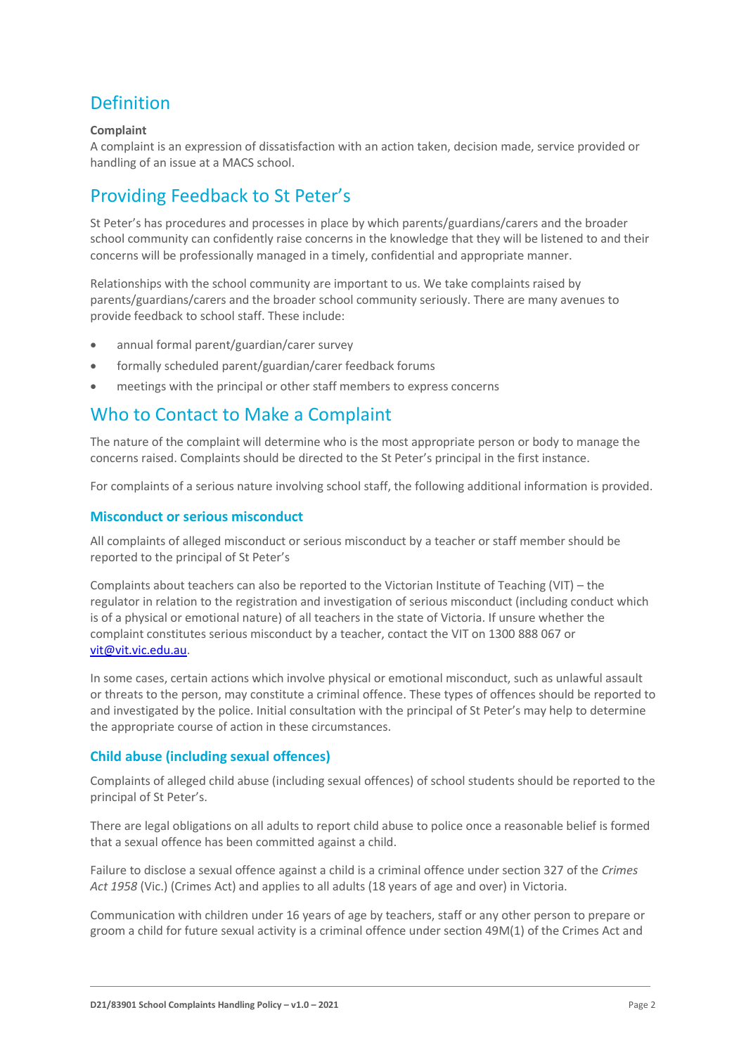## Definition

**Complaint**

A complaint is an expression of dissatisfaction with an action taken, decision made, service provided or handling of an issue at a MACS school.

## Providing Feedback to St Peter's

St Peter's has procedures and processes in place by which parents/guardians/carers and the broader school community can confidently raise concerns in the knowledge that they will be listened to and their concerns will be professionally managed in a timely, confidential and appropriate manner.

Relationships with the school community are important to us. We take complaints raised by parents/guardians/carers and the broader school community seriously. There are many avenues to provide feedback to school staff. These include:

- annual formal parent/guardian/carer survey
- formally scheduled parent/guardian/carer feedback forums
- meetings with the principal or other staff members to express concerns

## Who to Contact to Make a Complaint

The nature of the complaint will determine who is the most appropriate person or body to manage the concerns raised. Complaints should be directed to the St Peter's principal in the first instance.

For complaints of a serious nature involving school staff, the following additional information is provided.

### Misconduct or serious misconduct

All complaints of alleged misconduct or serious misconduct by a teacher or staff member should be reported to the principal of St Peter's

Complaints about teachers can also be reported to the Victorian Institute of Teaching (VIT) – the regulator in relation to the registration and investigation of serious misconduct (including conduct which is of a physical or emotional nature) of all teachers in the state of Victoria. If unsure whether the complaint constitutes serious misconduct by a teacher, contact the VIT on 1300 888 067 or vit@vit.vic.edu.au.

In some cases, certain actions which involve physical or emotional misconduct, such as unlawful assault or threats to the person, may constitute a criminal offence. These types of offences should be reported to and investigated by the police. Initial consultation with the principal of St Peter's may help to determine the appropriate course of action in these circumstances.

### Child abuse (including sexual offences)

Complaints of alleged child abuse (including sexual offences) of school students should be reported to the principal of St Peter's.

There are legal obligations on all adults to report child abuse to police once a reasonable belief is formed that a sexual offence has been committed against a child.

Failure to disclose a sexual offence against a child is a criminal offence under section 327 of the *Crimes Act 1958* (Vic.) (Crimes Act) and applies to all adults (18 years of age and over) in Victoria.

Communication with children under 16 years of age by teachers, staff or any other person to prepare or groom a child for future sexual activity is a criminal offence under section 49M(1) of the Crimes Act and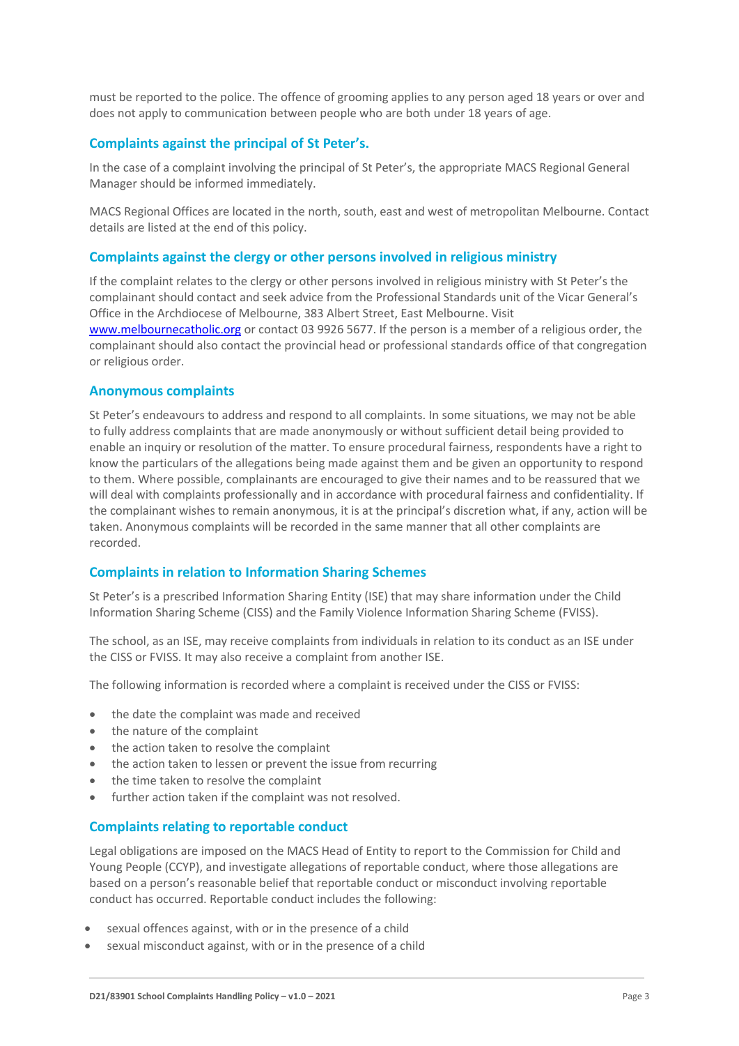must be reported to the police. The offence of grooming applies to any person aged 18 years or over and does not apply to communication between people who are both under 18 years of age.

## Complaints against the principal of St Peter's.

In the case of a complaint involving the principal of St Peter's, the appropriate MACS Regional General Manager should be informed immediately.

MACS Regional Offices are located in the north, south, east and west of metropolitan Melbourne. Contact details are listed at the end of this policy.

## Complaints against the clergy or other persons involved in religious ministry

If the complaint relates to the clergy or other persons involved in religious ministry with St Peter's the complainant should contact and seek advice from the Professional Standards unit of the Vicar General's Office in the Archdiocese of Melbourne, 383 Albert Street, East Melbourne. Visit [www.melbournecatholic.org](www.melbournecatholic.org) or contact 03 9926 5677. If the person is a member of a religious order, the complainant should also contact the provincial head or professional standards office of that congregation or religious order.

## Anonymous complaints

St Peter's endeavours to address and respond to all complaints. In some situations, we may not be able to fully address complaints that are made anonymously or without sufficient detail being provided to enable an inquiry or resolution of the matter. To ensure procedural fairness, respondents have a right to know the particulars of the allegations being made against them and be given an opportunity to respond to them. Where possible, complainants are encouraged to give their names and to be reassured that we will deal with complaints professionally and in accordance with procedural fairness and confidentiality. If the complainant wishes to remain anonymous, it is at the principal's discretion what, if any, action will be taken. Anonymous complaints will be recorded in the same manner that all other complaints are recorded.

## Complaints in relation to Information Sharing Schemes

St Peter's is a prescribed Information Sharing Entity (ISE) that may share information under the Child Information Sharing Scheme (CISS) and the Family Violence Information Sharing Scheme (FVISS).

The school, as an ISE, may receive complaints from individuals in relation to its conduct as an ISE under the CISS or FVISS. It may also receive a complaint from another ISE.

The following information is recorded where a complaint is received under the CISS or FVISS:

- the date the complaint was made and received
- the nature of the complaint
- the action taken to resolve the complaint
- the action taken to lessen or prevent the issue from recurring
- the time taken to resolve the complaint
- further action taken if the complaint was not resolved.

## Complaints relating to reportable conduct

Legal obligations are imposed on the MACS Head of Entity to report to the Commission for Child and Young People (CCYP), and investigate allegations of reportable conduct, where those allegations are based on a person's reasonable belief that reportable conduct or misconduct involving reportable conduct has occurred. Reportable conduct includes the following:

- sexual offences against, with or in the presence of a child
- sexual misconduct against, with or in the presence of a child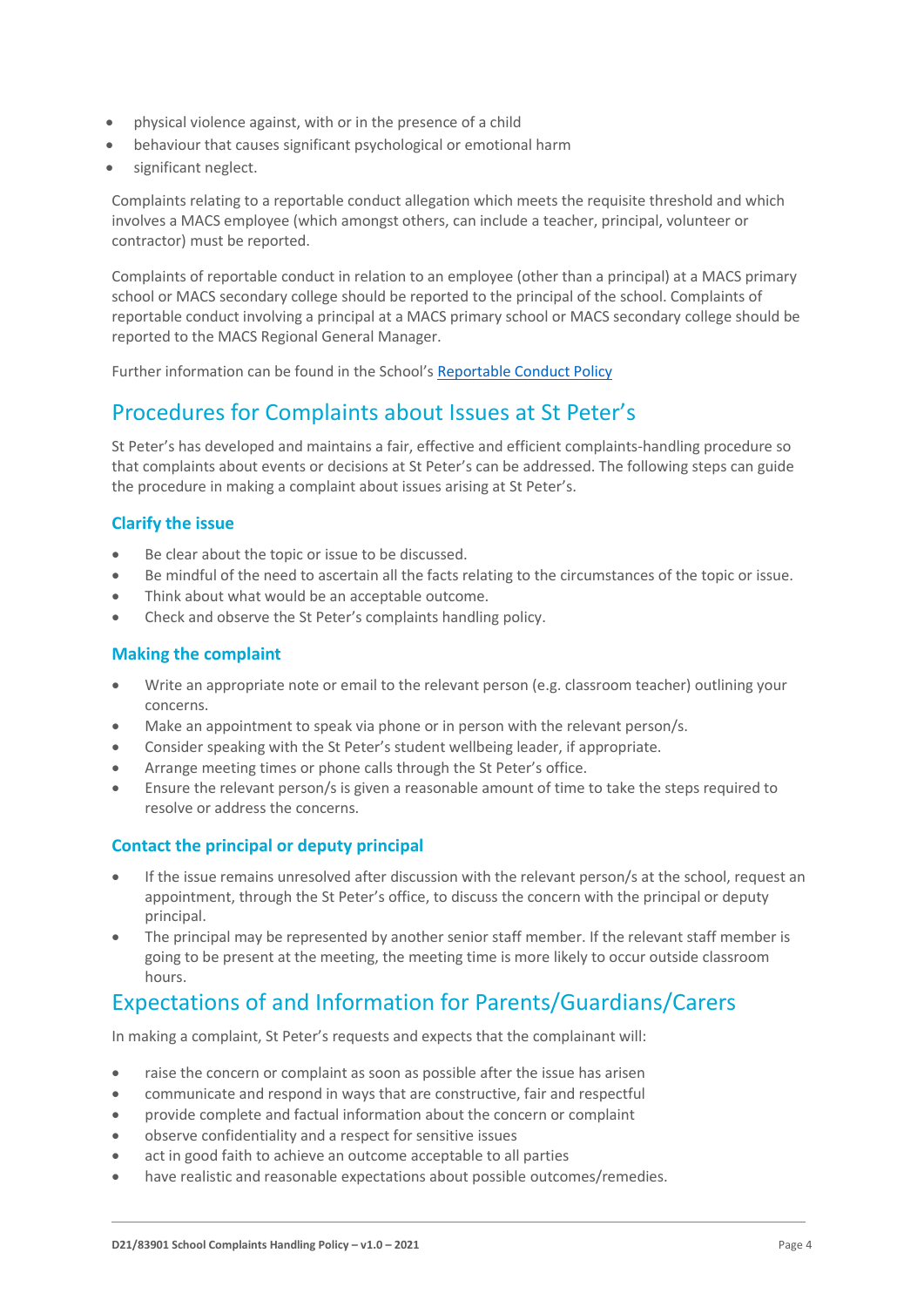- physical violence against, with or in the presence of a child
- behaviour that causes significant psychological or emotional harm
- significant neglect.

Complaints relating to a reportable conduct allegation which meets the requisite threshold and which involves a MACS employee (which amongst others, can include a teacher, principal, volunteer or contractor) must be reported.

Complaints of reportable conduct in relation to an employee (other than a principal) at a MACS primary school or MACS secondary college should be reported to the principal of the school. Complaints of reportable conduct involving a principal at a MACS primary school or MACS secondary college should be reported to the MACS Regional General Manager.

Further information can be found in the School's Reportable Conduct Policy

## Procedures for Complaints about Issues at St Peter's

St Peter's has developed and maintains a fair, effective and efficient complaints-handling procedure so that complaints about events or decisions at St Peter's can be addressed. The following steps can guide the procedure in making a complaint about issues arising at St Peter's.

### Clarify the issue

- Be clear about the topic or issue to be discussed.
- Be mindful of the need to ascertain all the facts relating to the circumstances of the topic or issue.
- Think about what would be an acceptable outcome.
- Check and observe the St Peter's complaints handling policy.

### Making the complaint

- Write an appropriate note or email to the relevant person (e.g. classroom teacher) outlining your concerns.
- Make an appointment to speak via phone or in person with the relevant person/s.
- Consider speaking with the St Peter's student wellbeing leader, if appropriate.
- Arrange meeting times or phone calls through the St Peter's office.
- Ensure the relevant person/s is given a reasonable amount of time to take the steps required to resolve or address the concerns.

### Contact the principal or deputy principal

- If the issue remains unresolved after discussion with the relevant person/s at the school, request an appointment, through the St Peter's office, to discuss the concern with the principal or deputy principal.
- The principal may be represented by another senior staff member. If the relevant staff member is going to be present at the meeting, the meeting time is more likely to occur outside classroom hours.

## Expectations of and Information for Parents/Guardians/Carers

In making a complaint, St Peter's requests and expects that the complainant will:

- raise the concern or complaint as soon as possible after the issue has arisen
- communicate and respond in ways that are constructive, fair and respectful
- provide complete and factual information about the concern or complaint
- observe confidentiality and a respect for sensitive issues
- act in good faith to achieve an outcome acceptable to all parties
- have realistic and reasonable expectations about possible outcomes/remedies.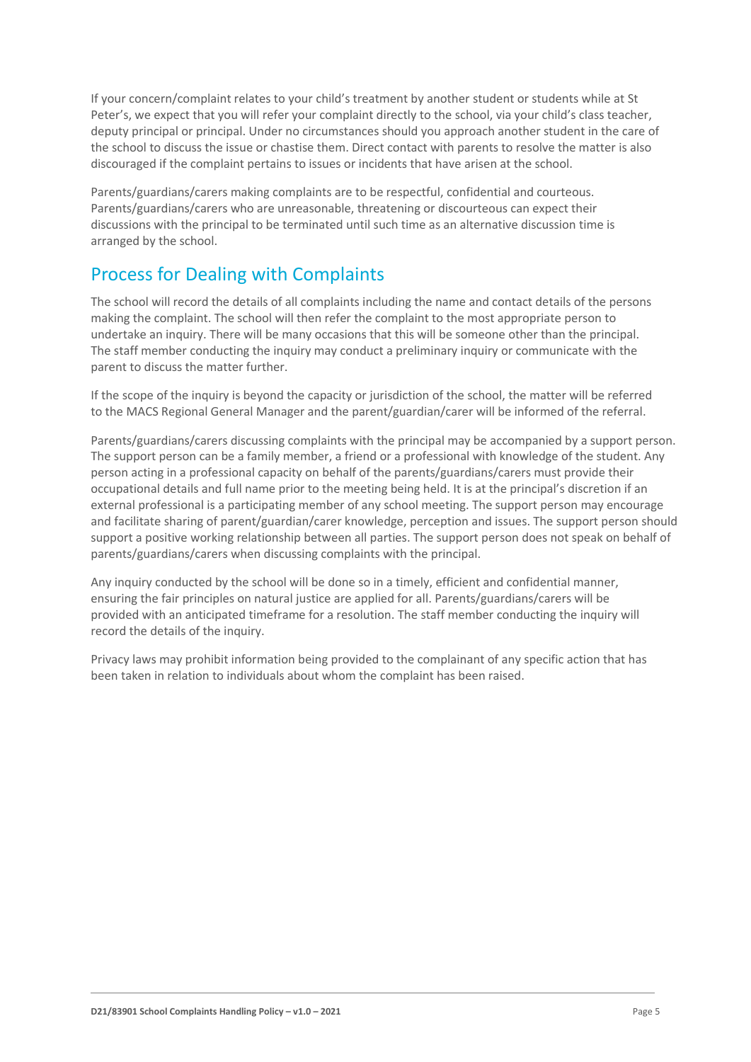If your concern/complaint relates to your child's treatment by another student or students while at St Peter's, we expect that you will refer your complaint directly to the school, via your child's class teacher, deputy principal or principal. Under no circumstances should you approach another student in the care of the school to discuss the issue or chastise them. Direct contact with parents to resolve the matter is also discouraged if the complaint pertains to issues or incidents that have arisen at the school.

Parents/guardians/carers making complaints are to be respectful, confidential and courteous. Parents/guardians/carers who are unreasonable, threatening or discourteous can expect their discussions with the principal to be terminated until such time as an alternative discussion time is arranged by the school.

## Process for Dealing with Complaints

The school will record the details of all complaints including the name and contact details of the persons making the complaint. The school will then refer the complaint to the most appropriate person to undertake an inquiry. There will be many occasions that this will be someone other than the principal. The staff member conducting the inquiry may conduct a preliminary inquiry or communicate with the parent to discuss the matter further.

If the scope of the inquiry is beyond the capacity or jurisdiction of the school, the matter will be referred to the MACS Regional General Manager and the parent/guardian/carer will be informed of the referral.

Parents/guardians/carers discussing complaints with the principal may be accompanied by a support person. The support person can be a family member, a friend or a professional with knowledge of the student. Any person acting in a professional capacity on behalf of the parents/guardians/carers must provide their occupational details and full name prior to the meeting being held. It is at the principal's discretion if an external professional is a participating member of any school meeting. The support person may encourage and facilitate sharing of parent/guardian/carer knowledge, perception and issues. The support person should support a positive working relationship between all parties. The support person does not speak on behalf of parents/guardians/carers when discussing complaints with the principal.

Any inquiry conducted by the school will be done so in a timely, efficient and confidential manner, ensuring the fair principles on natural justice are applied for all. Parents/guardians/carers will be provided with an anticipated timeframe for a resolution. The staff member conducting the inquiry will record the details of the inquiry.

Privacy laws may prohibit information being provided to the complainant of any specific action that has been taken in relation to individuals about whom the complaint has been raised.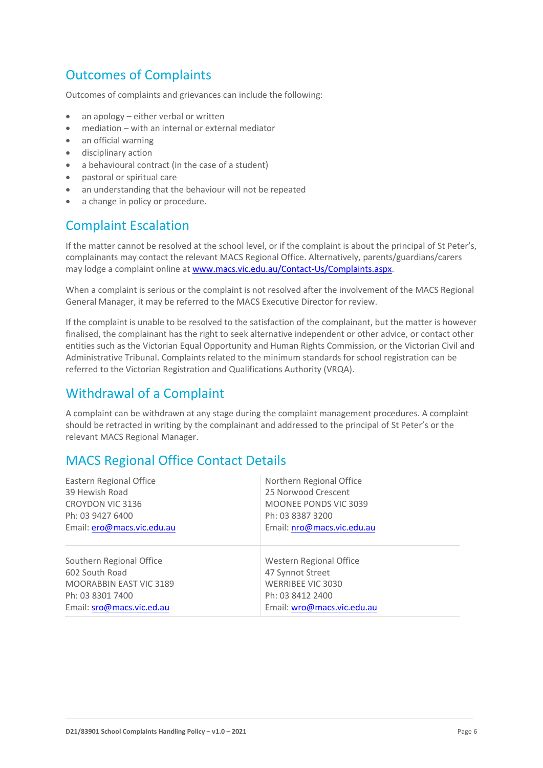## Outcomes of Complaints

Outcomes of complaints and grievances can include the following:

- an apology – either verbal or written
- mediation – with an internal or external mediator
- an official warning
- disciplinary action
- a behavioural contract (in the case of a student)
- pastoral or spiritual care
- an understanding that the behaviour will not be repeated
- a change in policy or procedure.

## Complaint Escalation

If the matter cannot be resolved at the school level, or if the complaint is about the principal of St Peter's, complainants may contact the relevant MACS Regional Office. Alternatively, parents/guardians/carers may lodge a complaint online at www.macs.vic.edu.au/Contact-Us/Complaints.aspx.

When a complaint is serious or the complaint is not resolved after the involvement of the MACS Regional General Manager, it may be referred to the MACS Executive Director for review.

If the complaint is unable to be resolved to the satisfaction of the complainant, but the matter is however finalised, the complainant has the right to seek alternative independent or other advice, or contact other entities such as the Victorian Equal Opportunity and Human Rights Commission, or the Victorian Civil and Administrative Tribunal. Complaints related to the minimum standards for school registration can be referred to the Victorian Registration and Qualifications Authority (VRQA).

## Withdrawal of a Complaint

A complaint can be withdrawn at any stage during the complaint management procedures. A complaint should be retracted in writing by the complainant and addressed to the principal of St Peter's or the relevant MACS Regional Manager.

## MACS Regional Office Contact Details

| | |
|---|---|
| Eastern Regional Office<br>39 Hewish Road<br>CROYDON VIC 3136<br>Ph: 03 9427 6400<br>Email: ero@macs.vic.edu.au | Northern Regional Office<br>25 Norwood Crescent<br>MOONEE PONDS VIC 3039<br>Ph: 03 8387 3200<br>Email: nro@macs.vic.edu.au |
| Southern Regional Office<br>602 South Road<br>MOORABBIN EAST VIC 3189<br>Ph: 03 8301 7400<br>Email: sro@macs.vic.ed.au | Western Regional Office<br>47 Synnot Street<br>WERRIBEE VIC 3030<br>Ph: 03 8412 2400<br>Email: wro@macs.vic.edu.au |